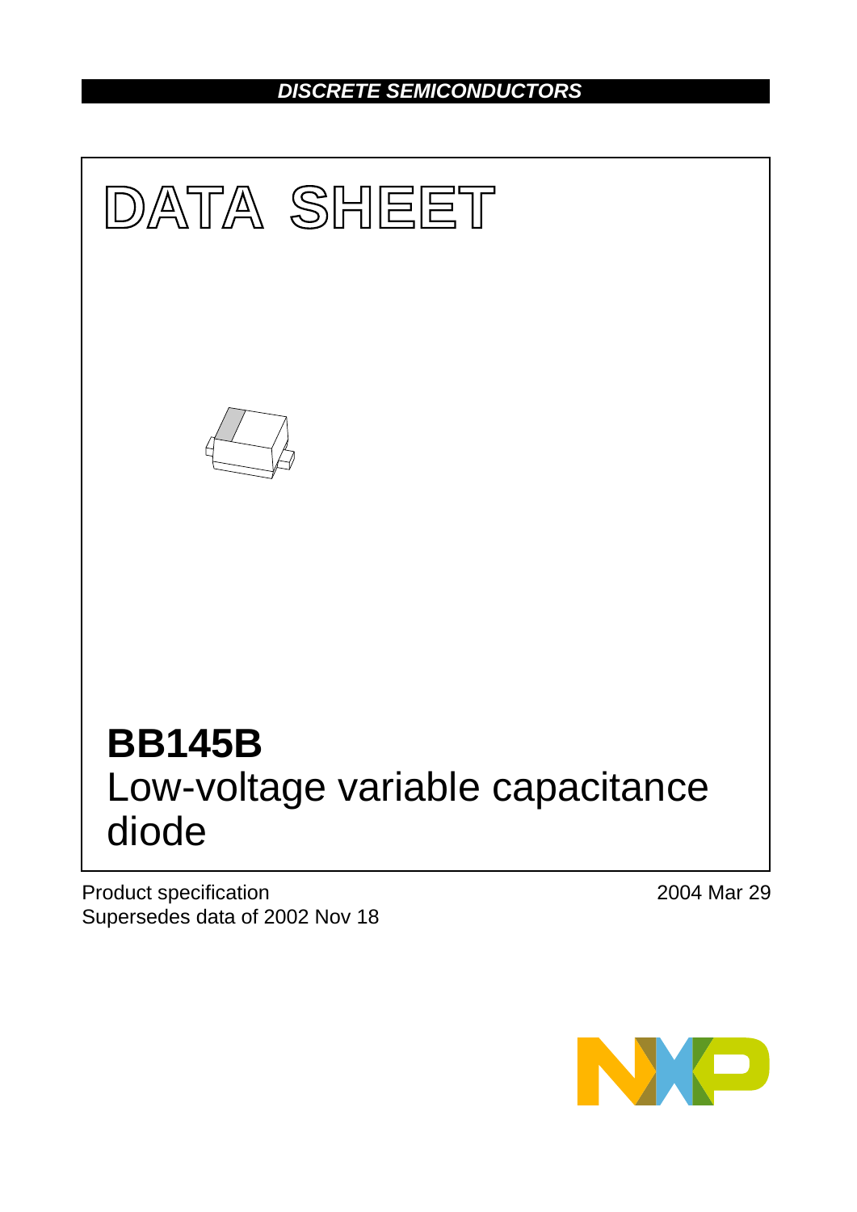DISCRETE SEMICONDUCTORS

# DATA SHEET

# BB145B
## Low-voltage variable capacitance diode

Product specification
Supersedes data of 2002 Nov 18

2004 Mar 29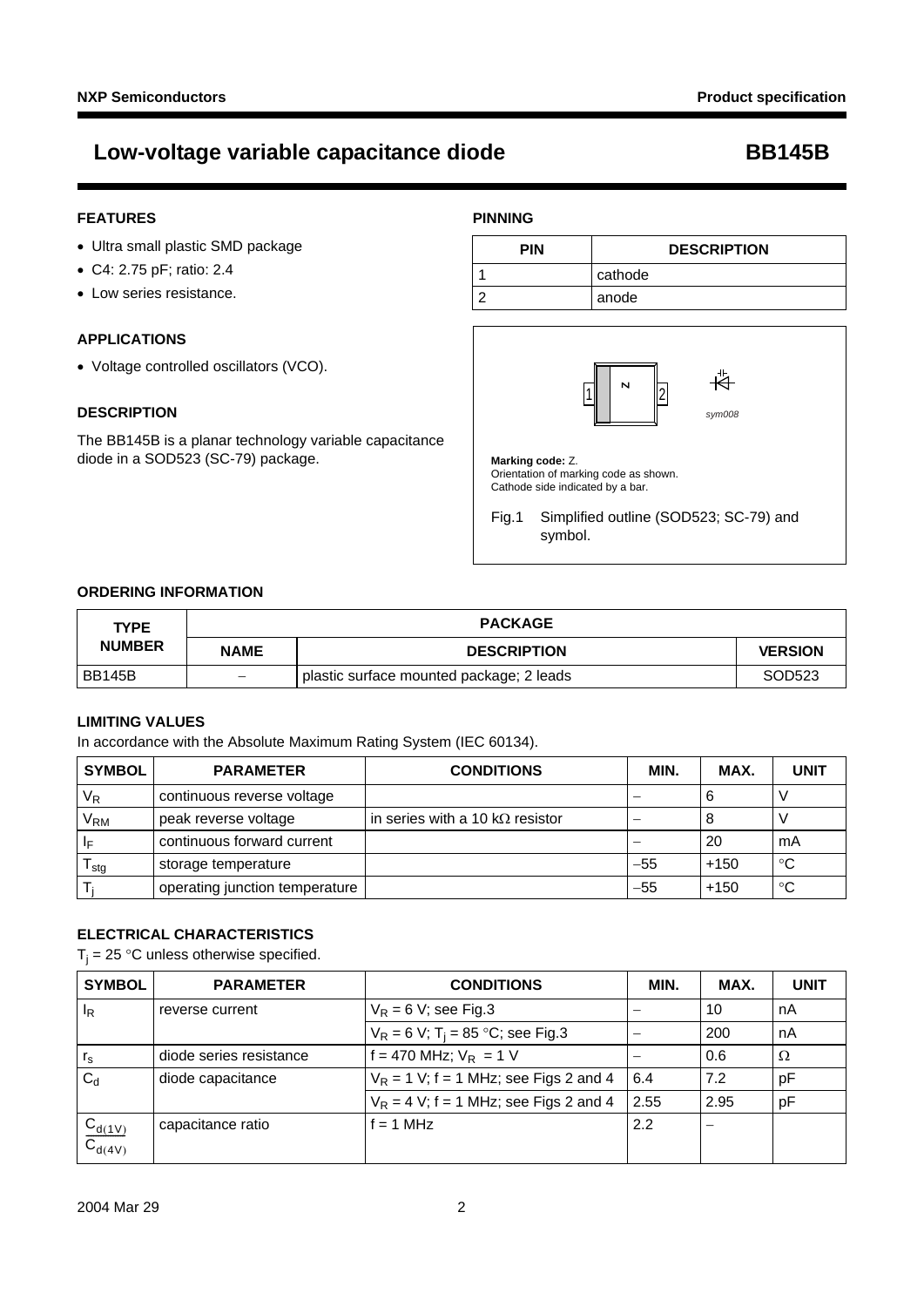# Low-voltage variable capacitance diode BB145B

## FEATURES

- Ultra small plastic SMD package
- C4: 2.75 pF; ratio: 2.4
- Low series resistance.

## APPLICATIONS

- Voltage controlled oscillators (VCO).

## DESCRIPTION

The BB145B is a planar technology variable capacitance diode in a SOD523 (SC-79) package.

## PINNING

| PIN | DESCRIPTION |
|---|---|
| 1 | cathode |
| 2 | anode |

**Marking code:** Z.
Orientation of marking code as shown.
Cathode side indicated by a bar.

Fig.1 Simplified outline (SOD523; SC-79) and symbol.

## ORDERING INFORMATION

| TYPE NUMBER | PACKAGE | | |
|---|---|---|---|
| | NAME | DESCRIPTION | VERSION |
| BB145B | – | plastic surface mounted package; 2 leads | SOD523 |

## LIMITING VALUES

In accordance with the Absolute Maximum Rating System (IEC 60134).

| SYMBOL | PARAMETER | CONDITIONS | MIN. | MAX. | UNIT |
|---|---|---|---|---|---|
| $V_R$ | continuous reverse voltage | | – | 6 | V |
| $V_{RM}$ | peak reverse voltage | in series with a 10 kΩ resistor | – | 8 | V |
| $I_F$ | continuous forward current | | – | 20 | mA |
| $T_{stg}$ | storage temperature | | −55 | +150 | °C |
| $T_j$ | operating junction temperature | | −55 | +150 | °C |

## ELECTRICAL CHARACTERISTICS

$T_j$ = 25 °C unless otherwise specified.

| SYMBOL | PARAMETER | CONDITIONS | MIN. | MAX. | UNIT |
|---|---|---|---|---|---|
| $I_R$ | reverse current | $V_R$ = 6 V; see Fig.3 | – | 10 | nA |
| | | $V_R$ = 6 V; $T_j$ = 85 °C; see Fig.3 | – | 200 | nA |
| $r_s$ | diode series resistance | f = 470 MHz; $V_R$ = 1 V | – | 0.6 | Ω |
| $C_d$ | diode capacitance | $V_R$ = 1 V; f = 1 MHz; see Figs 2 and 4 | 6.4 | 7.2 | pF |
| | | $V_R$ = 4 V; f = 1 MHz; see Figs 2 and 4 | 2.55 | 2.95 | pF |
| $\frac{C_{d(1V)}}{C_{d(4V)}}$ | capacitance ratio | f = 1 MHz | 2.2 | – | |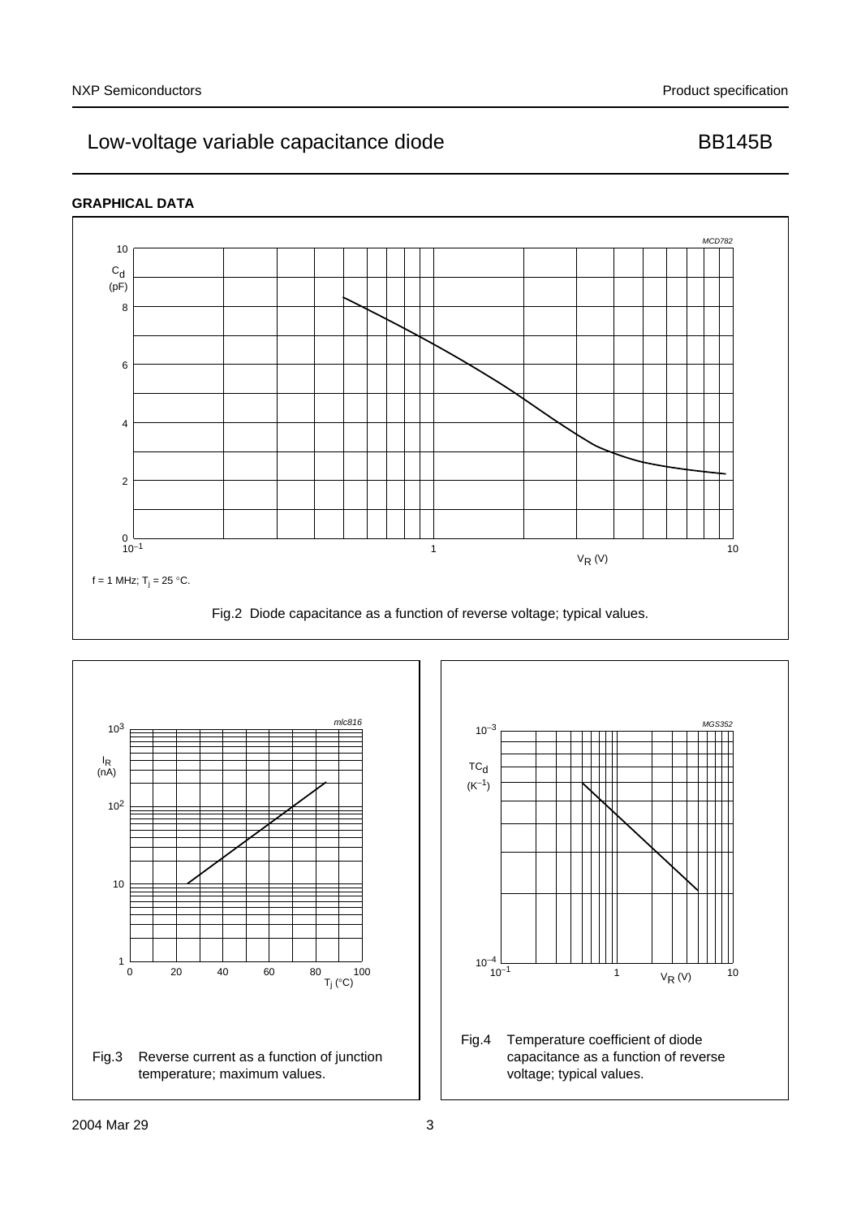## GRAPHICAL DATA

$f = 1$ MHz; $T_j = 25$ °C.

Fig.2 Diode capacitance as a function of reverse voltage; typical values.

Fig.3 Reverse current as a function of junction temperature; maximum values.

Fig.4 Temperature coefficient of diode capacitance as a function of reverse voltage; typical values.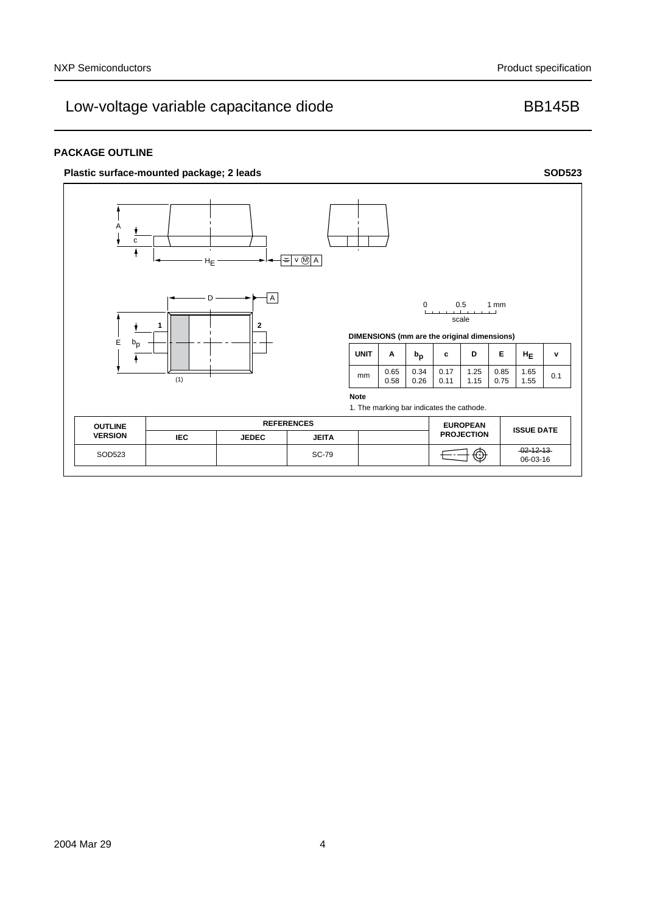## PACKAGE OUTLINE

**Plastic surface-mounted package; 2 leads** **SOD523**

DIMENSIONS (mm are the original dimensions)

| UNIT | A | $b_p$ | c | D | E | $H_E$ | v |
|---|---|---|---|---|---|---|---|
| mm | 0.65<br>0.58 | 0.34<br>0.26 | 0.17<br>0.11 | 1.25<br>1.15 | 0.85<br>0.75 | 1.65<br>1.55 | 0.1 |

**Note**

1. The marking bar indicates the cathode.

| OUTLINE VERSION | REFERENCES | | | | EUROPEAN PROJECTION | ISSUE DATE |
|---|---|---|---|---|---|---|
| | IEC | JEDEC | JEITA | | | |
| SOD523 | | | SC-79 | | | ~~02-12-13~~<br>06-03-16 |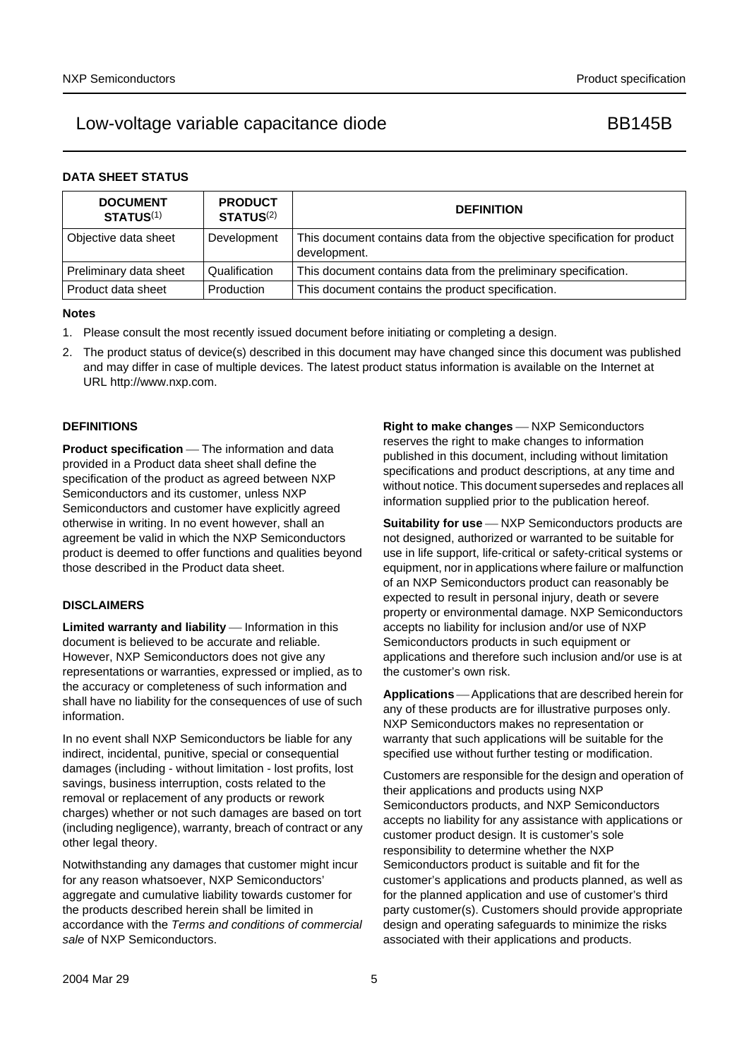## DATA SHEET STATUS

| DOCUMENT STATUS[(1)] | PRODUCT STATUS[(2)] | DEFINITION |
|---|---|---|
| Objective data sheet | Development | This document contains data from the objective specification for product development. |
| Preliminary data sheet | Qualification | This document contains data from the preliminary specification. |
| Product data sheet | Production | This document contains the product specification. |

**Notes**

1. Please consult the most recently issued document before initiating or completing a design.
2. The product status of device(s) described in this document may have changed since this document was published and may differ in case of multiple devices. The latest product status information is available on the Internet at URL http://www.nxp.com.

## DEFINITIONS

**Product specification** — The information and data provided in a Product data sheet shall define the specification of the product as agreed between NXP Semiconductors and its customer, unless NXP Semiconductors and customer have explicitly agreed otherwise in writing. In no event however, shall an agreement be valid in which the NXP Semiconductors product is deemed to offer functions and qualities beyond those described in the Product data sheet.

## DISCLAIMERS

**Limited warranty and liability** — Information in this document is believed to be accurate and reliable. However, NXP Semiconductors does not give any representations or warranties, expressed or implied, as to the accuracy or completeness of such information and shall have no liability for the consequences of use of such information.

In no event shall NXP Semiconductors be liable for any indirect, incidental, punitive, special or consequential damages (including - without limitation - lost profits, lost savings, business interruption, costs related to the removal or replacement of any products or rework charges) whether or not such damages are based on tort (including negligence), warranty, breach of contract or any other legal theory.

Notwithstanding any damages that customer might incur for any reason whatsoever, NXP Semiconductors' aggregate and cumulative liability towards customer for the products described herein shall be limited in accordance with the *Terms and conditions of commercial sale* of NXP Semiconductors.

**Right to make changes** — NXP Semiconductors reserves the right to make changes to information published in this document, including without limitation specifications and product descriptions, at any time and without notice. This document supersedes and replaces all information supplied prior to the publication hereof.

**Suitability for use** — NXP Semiconductors products are not designed, authorized or warranted to be suitable for use in life support, life-critical or safety-critical systems or equipment, nor in applications where failure or malfunction of an NXP Semiconductors product can reasonably be expected to result in personal injury, death or severe property or environmental damage. NXP Semiconductors accepts no liability for inclusion and/or use of NXP Semiconductors products in such equipment or applications and therefore such inclusion and/or use is at the customer's own risk.

**Applications** — Applications that are described herein for any of these products are for illustrative purposes only. NXP Semiconductors makes no representation or warranty that such applications will be suitable for the specified use without further testing or modification.

Customers are responsible for the design and operation of their applications and products using NXP Semiconductors products, and NXP Semiconductors accepts no liability for any assistance with applications or customer product design. It is customer's sole responsibility to determine whether the NXP Semiconductors product is suitable and fit for the customer's applications and products planned, as well as for the planned application and use of customer's third party customer(s). Customers should provide appropriate design and operating safeguards to minimize the risks associated with their applications and products.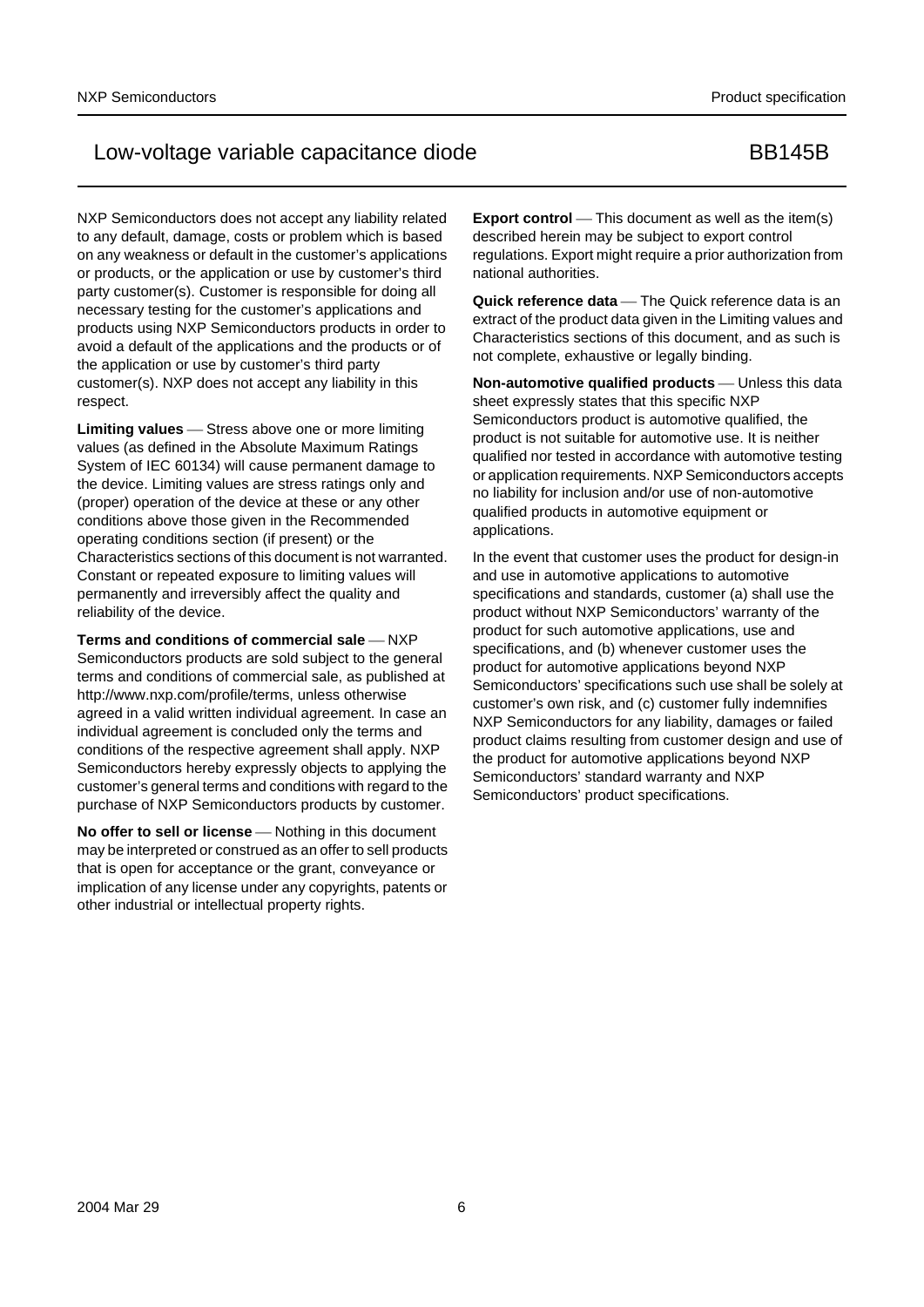NXP Semiconductors does not accept any liability related to any default, damage, costs or problem which is based on any weakness or default in the customer's applications or products, or the application or use by customer's third party customer(s). Customer is responsible for doing all necessary testing for the customer's applications and products using NXP Semiconductors products in order to avoid a default of the applications and the products or of the application or use by customer's third party customer(s). NXP does not accept any liability in this respect.

**Limiting values** — Stress above one or more limiting values (as defined in the Absolute Maximum Ratings System of IEC 60134) will cause permanent damage to the device. Limiting values are stress ratings only and (proper) operation of the device at these or any other conditions above those given in the Recommended operating conditions section (if present) or the Characteristics sections of this document is not warranted. Constant or repeated exposure to limiting values will permanently and irreversibly affect the quality and reliability of the device.

**Terms and conditions of commercial sale** — NXP Semiconductors products are sold subject to the general terms and conditions of commercial sale, as published at http://www.nxp.com/profile/terms, unless otherwise agreed in a valid written individual agreement. In case an individual agreement is concluded only the terms and conditions of the respective agreement shall apply. NXP Semiconductors hereby expressly objects to applying the customer's general terms and conditions with regard to the purchase of NXP Semiconductors products by customer.

**No offer to sell or license** — Nothing in this document may be interpreted or construed as an offer to sell products that is open for acceptance or the grant, conveyance or implication of any license under any copyrights, patents or other industrial or intellectual property rights.

**Export control** — This document as well as the item(s) described herein may be subject to export control regulations. Export might require a prior authorization from national authorities.

**Quick reference data** — The Quick reference data is an extract of the product data given in the Limiting values and Characteristics sections of this document, and as such is not complete, exhaustive or legally binding.

**Non-automotive qualified products** — Unless this data sheet expressly states that this specific NXP Semiconductors product is automotive qualified, the product is not suitable for automotive use. It is neither qualified nor tested in accordance with automotive testing or application requirements. NXP Semiconductors accepts no liability for inclusion and/or use of non-automotive qualified products in automotive equipment or applications.

In the event that customer uses the product for design-in and use in automotive applications to automotive specifications and standards, customer (a) shall use the product without NXP Semiconductors' warranty of the product for such automotive applications, use and specifications, and (b) whenever customer uses the product for automotive applications beyond NXP Semiconductors' specifications such use shall be solely at customer's own risk, and (c) customer fully indemnifies NXP Semiconductors for any liability, damages or failed product claims resulting from customer design and use of the product for automotive applications beyond NXP Semiconductors' standard warranty and NXP Semiconductors' product specifications.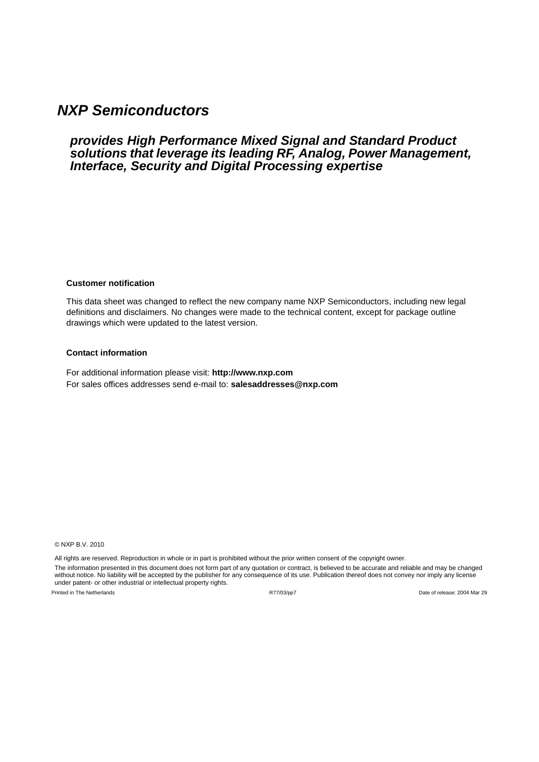# *NXP Semiconductors*

***provides High Performance Mixed Signal and Standard Product solutions that leverage its leading RF, Analog, Power Management, Interface, Security and Digital Processing expertise***

**Customer notification**

This data sheet was changed to reflect the new company name NXP Semiconductors, including new legal definitions and disclaimers. No changes were made to the technical content, except for package outline drawings which were updated to the latest version.

**Contact information**

For additional information please visit: **http://www.nxp.com**
For sales offices addresses send e-mail to: **salesaddresses@nxp.com**

© NXP B.V. 2010

All rights are reserved. Reproduction in whole or in part is prohibited without the prior written consent of the copyright owner.

The information presented in this document does not form part of any quotation or contract, is believed to be accurate and reliable and may be changed without notice. No liability will be accepted by the publisher for any consequence of its use. Publication thereof does not convey nor imply any license under patent- or other industrial or intellectual property rights.

Printed in The Netherlands R77/03/pp7 Date of release: 2004 Mar 29